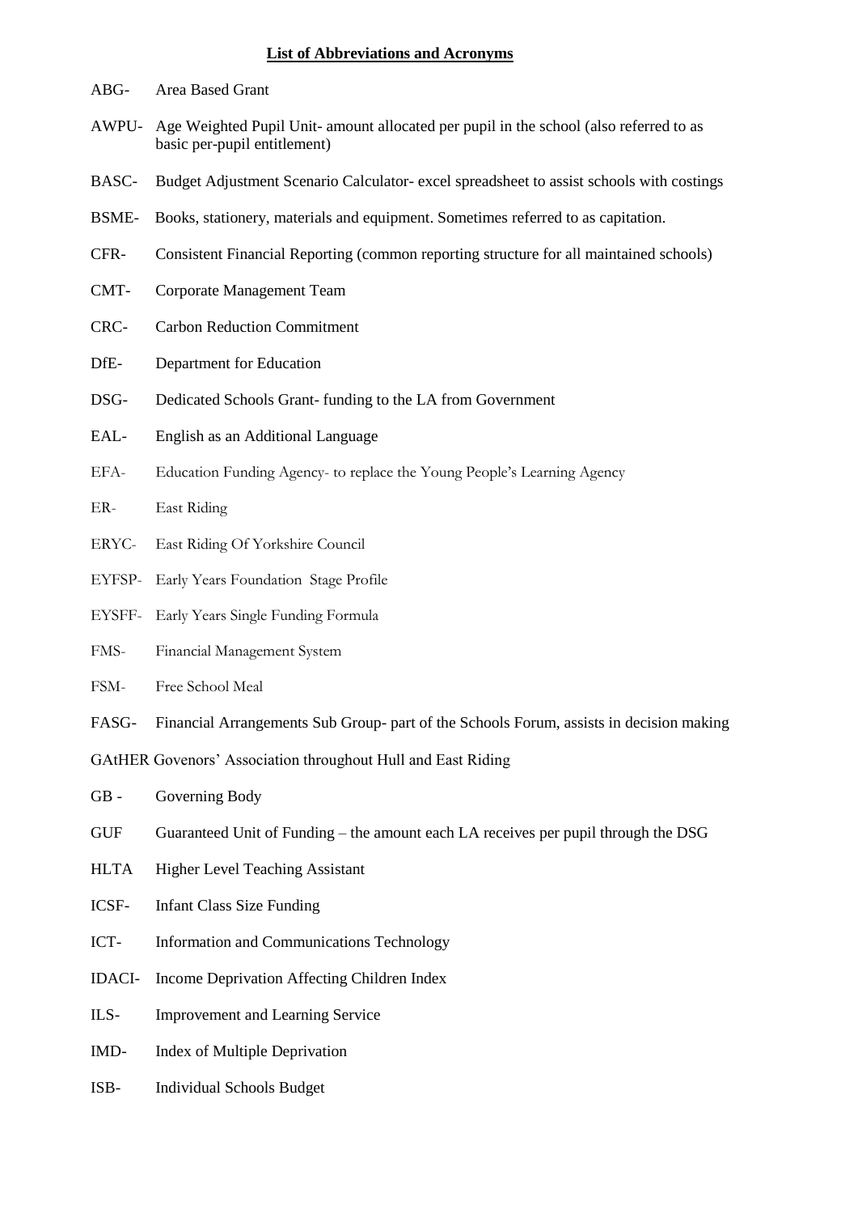**List of Abbreviations and Acronyms**

ABG- Area Based Grant

AWPU- Age Weighted Pupil Unit- amount allocated per pupil in the school (also referred to as basic per-pupil entitlement)

BASC- Budget Adjustment Scenario Calculator- excel spreadsheet to assist schools with costings

BSME- Books, stationery, materials and equipment. Sometimes referred to as capitation.

CFR- Consistent Financial Reporting (common reporting structure for all maintained schools)

CMT- Corporate Management Team

CRC- Carbon Reduction Commitment

DfE- Department for Education

DSG- Dedicated Schools Grant- funding to the LA from Government

EAL- English as an Additional Language

EFA- Education Funding Agency- to replace the Young People's Learning Agency

ER- East Riding

ERYC- East Riding Of Yorkshire Council

EYFSP- Early Years Foundation Stage Profile

EYSFF- Early Years Single Funding Formula

FMS- Financial Management System

FSM- Free School Meal

FASG- Financial Arrangements Sub Group- part of the Schools Forum, assists in decision making

GAtHER Govenors' Association throughout Hull and East Riding

GB - Governing Body

GUF Guaranteed Unit of Funding – the amount each LA receives per pupil through the DSG

HLTA Higher Level Teaching Assistant

ICSF- Infant Class Size Funding

ICT- Information and Communications Technology

IDACI- Income Deprivation Affecting Children Index

ILS- Improvement and Learning Service

IMD- Index of Multiple Deprivation

ISB- Individual Schools Budget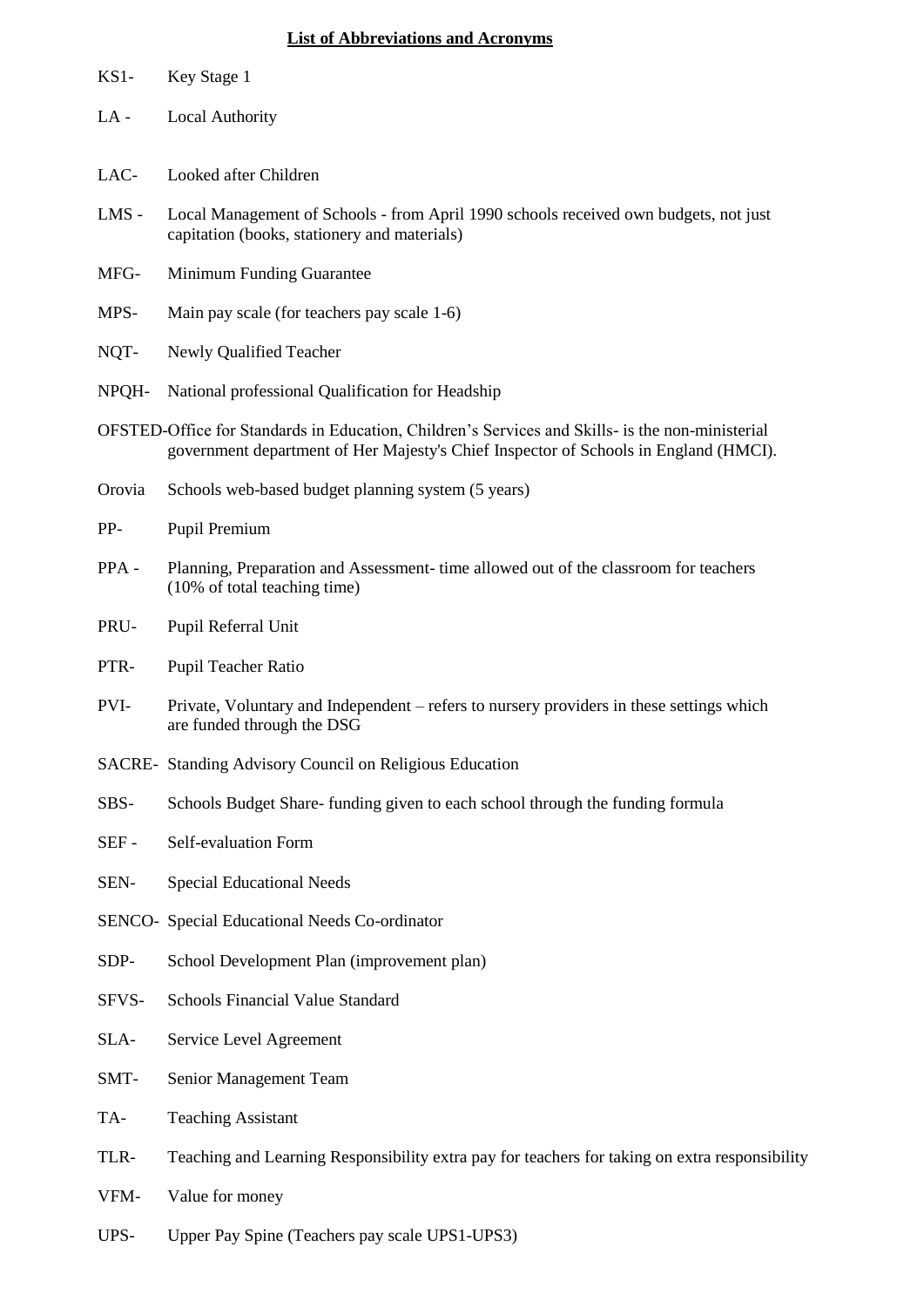**List of Abbreviations and Acronyms**

KS1- Key Stage 1

LA - Local Authority

LAC- Looked after Children

LMS - Local Management of Schools - from April 1990 schools received own budgets, not just capitation (books, stationery and materials)

MFG- Minimum Funding Guarantee

MPS- Main pay scale (for teachers pay scale 1-6)

NQT- Newly Qualified Teacher

NPQH- National professional Qualification for Headship

OFSTED-Office for Standards in Education, Children's Services and Skills- is the non-ministerial government department of Her Majesty's Chief Inspector of Schools in England (HMCI).

Orovia Schools web-based budget planning system (5 years)

PP- Pupil Premium

PPA - Planning, Preparation and Assessment- time allowed out of the classroom for teachers (10% of total teaching time)

PRU- Pupil Referral Unit

PTR- Pupil Teacher Ratio

PVI- Private, Voluntary and Independent – refers to nursery providers in these settings which are funded through the DSG

SACRE- Standing Advisory Council on Religious Education

SBS- Schools Budget Share- funding given to each school through the funding formula

SEF - Self-evaluation Form

SEN- Special Educational Needs

SENCO- Special Educational Needs Co-ordinator

SDP- School Development Plan (improvement plan)

SFVS- Schools Financial Value Standard

SLA- Service Level Agreement

SMT- Senior Management Team

TA- Teaching Assistant

TLR- Teaching and Learning Responsibility extra pay for teachers for taking on extra responsibility

VFM- Value for money

UPS- Upper Pay Spine (Teachers pay scale UPS1-UPS3)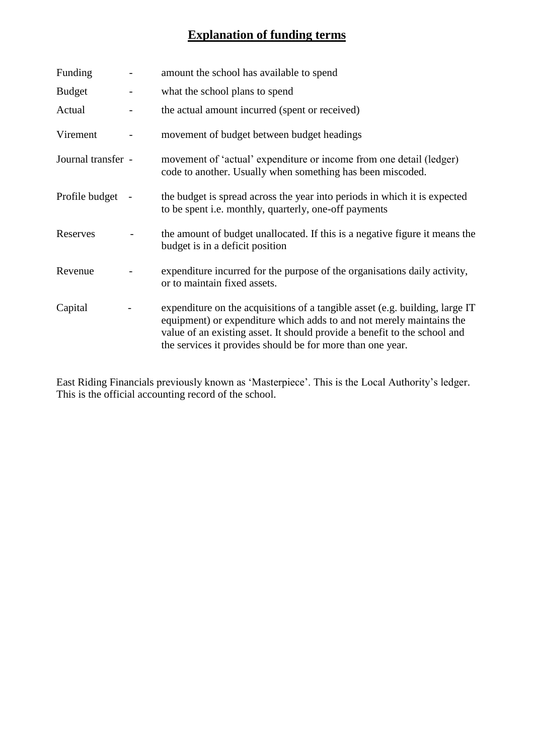# Explanation of funding terms

| | | |
|---|---|---|
| Funding | - | amount the school has available to spend |
| Budget | - | what the school plans to spend |
| Actual | - | the actual amount incurred (spent or received) |
| Virement | - | movement of budget between budget headings |
| Journal transfer | - | movement of 'actual' expenditure or income from one detail (ledger) code to another. Usually when something has been miscoded. |
| Profile budget | - | the budget is spread across the year into periods in which it is expected to be spent i.e. monthly, quarterly, one-off payments |
| Reserves | - | the amount of budget unallocated. If this is a negative figure it means the budget is in a deficit position |
| Revenue | - | expenditure incurred for the purpose of the organisations daily activity, or to maintain fixed assets. |
| Capital | - | expenditure on the acquisitions of a tangible asset (e.g. building, large IT equipment) or expenditure which adds to and not merely maintains the value of an existing asset. It should provide a benefit to the school and the services it provides should be for more than one year. |

East Riding Financials previously known as 'Masterpiece'. This is the Local Authority's ledger. This is the official accounting record of the school.